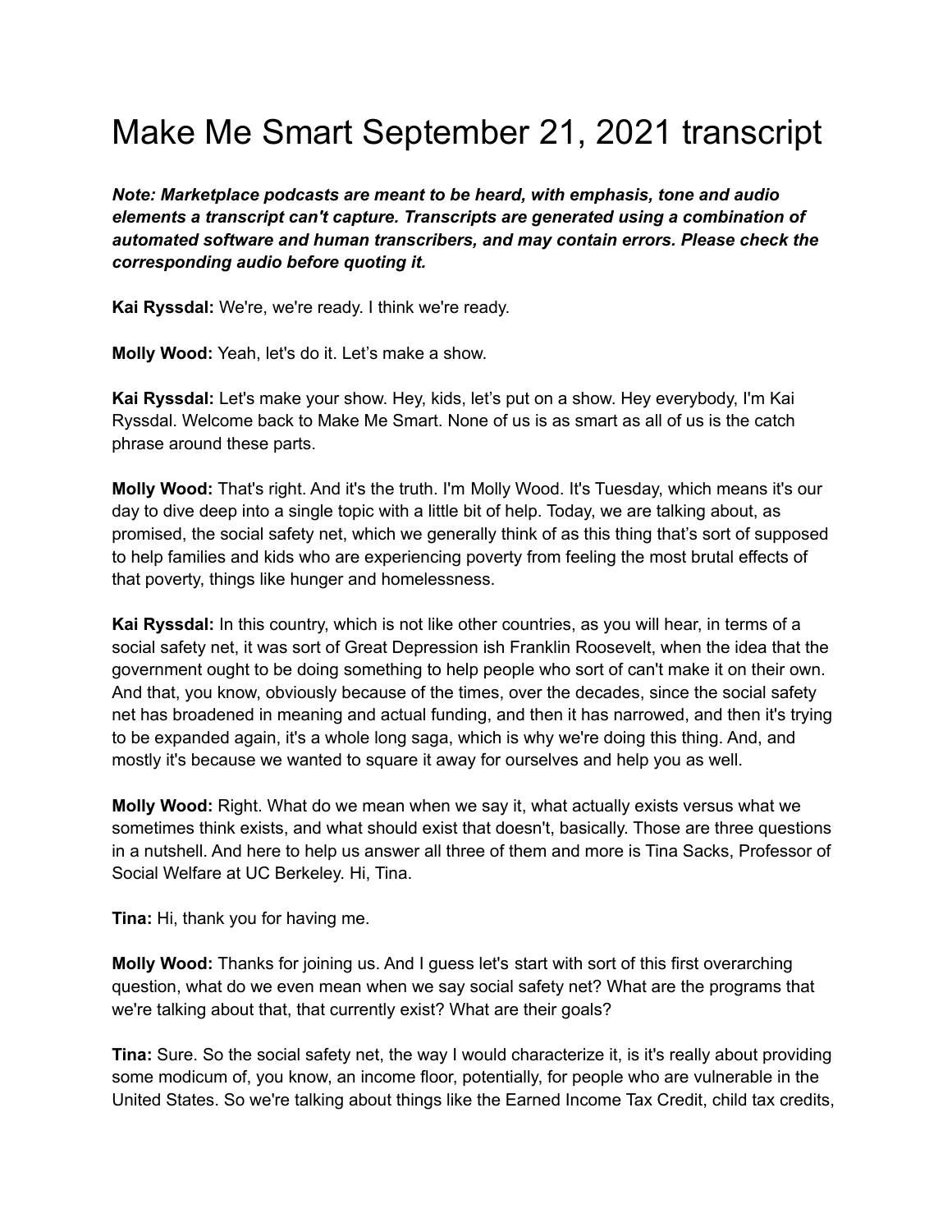# Make Me Smart September 21, 2021 transcript

***Note: Marketplace podcasts are meant to be heard, with emphasis, tone and audio elements a transcript can't capture. Transcripts are generated using a combination of automated software and human transcribers, and may contain errors. Please check the corresponding audio before quoting it.***

**Kai Ryssdal:** We're, we're ready. I think we're ready.

**Molly Wood:** Yeah, let's do it. Let's make a show.

**Kai Ryssdal:** Let's make your show. Hey, kids, let's put on a show. Hey everybody, I'm Kai Ryssdal. Welcome back to Make Me Smart. None of us is as smart as all of us is the catch phrase around these parts.

**Molly Wood:** That's right. And it's the truth. I'm Molly Wood. It's Tuesday, which means it's our day to dive deep into a single topic with a little bit of help. Today, we are talking about, as promised, the social safety net, which we generally think of as this thing that's sort of supposed to help families and kids who are experiencing poverty from feeling the most brutal effects of that poverty, things like hunger and homelessness.

**Kai Ryssdal:** In this country, which is not like other countries, as you will hear, in terms of a social safety net, it was sort of Great Depression ish Franklin Roosevelt, when the idea that the government ought to be doing something to help people who sort of can't make it on their own. And that, you know, obviously because of the times, over the decades, since the social safety net has broadened in meaning and actual funding, and then it has narrowed, and then it's trying to be expanded again, it's a whole long saga, which is why we're doing this thing. And, and mostly it's because we wanted to square it away for ourselves and help you as well.

**Molly Wood:** Right. What do we mean when we say it, what actually exists versus what we sometimes think exists, and what should exist that doesn't, basically. Those are three questions in a nutshell. And here to help us answer all three of them and more is Tina Sacks, Professor of Social Welfare at UC Berkeley. Hi, Tina.

**Tina:** Hi, thank you for having me.

**Molly Wood:** Thanks for joining us. And I guess let's start with sort of this first overarching question, what do we even mean when we say social safety net? What are the programs that we're talking about that, that currently exist? What are their goals?

**Tina:** Sure. So the social safety net, the way I would characterize it, is it's really about providing some modicum of, you know, an income floor, potentially, for people who are vulnerable in the United States. So we're talking about things like the Earned Income Tax Credit, child tax credits,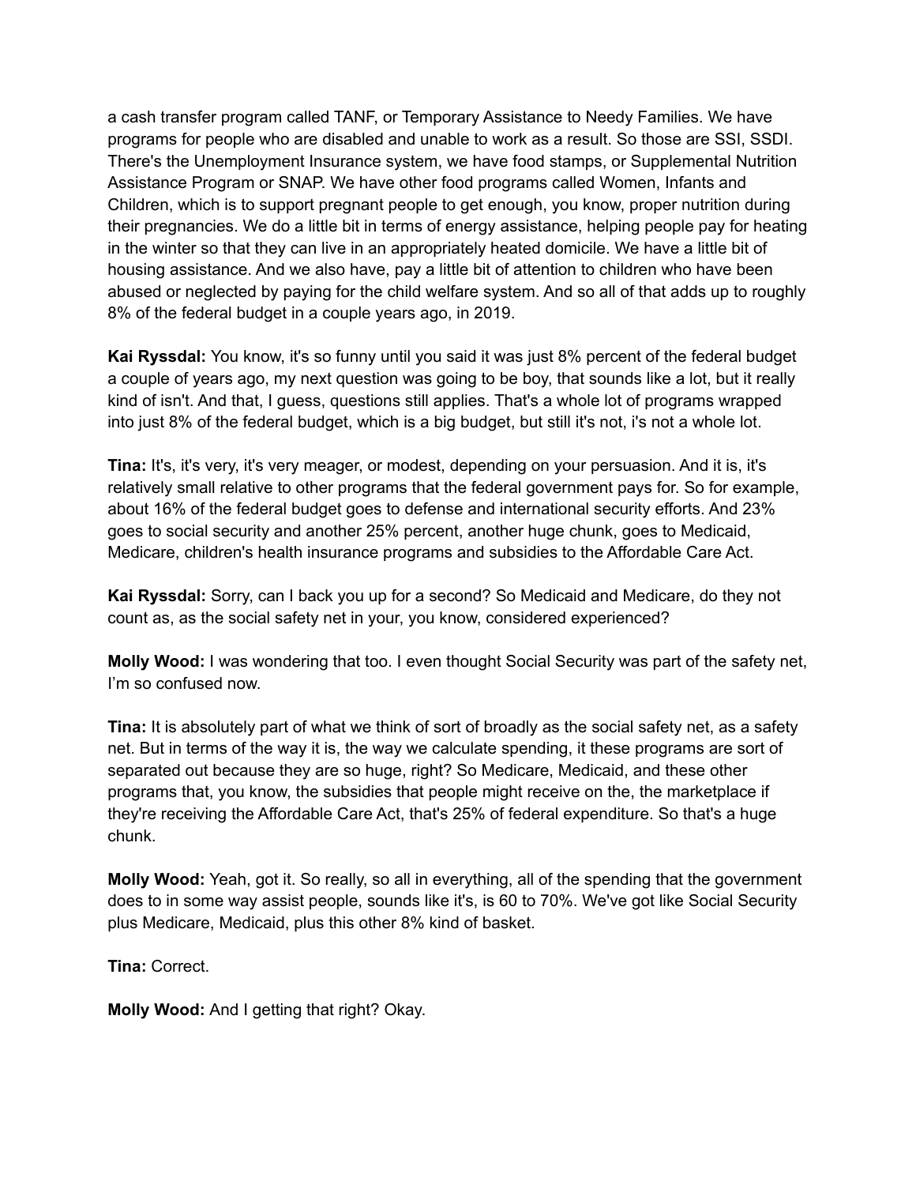a cash transfer program called TANF, or Temporary Assistance to Needy Families. We have programs for people who are disabled and unable to work as a result. So those are SSI, SSDI. There's the Unemployment Insurance system, we have food stamps, or Supplemental Nutrition Assistance Program or SNAP. We have other food programs called Women, Infants and Children, which is to support pregnant people to get enough, you know, proper nutrition during their pregnancies. We do a little bit in terms of energy assistance, helping people pay for heating in the winter so that they can live in an appropriately heated domicile. We have a little bit of housing assistance. And we also have, pay a little bit of attention to children who have been abused or neglected by paying for the child welfare system. And so all of that adds up to roughly 8% of the federal budget in a couple years ago, in 2019.

**Kai Ryssdal:** You know, it's so funny until you said it was just 8% percent of the federal budget a couple of years ago, my next question was going to be boy, that sounds like a lot, but it really kind of isn't. And that, I guess, questions still applies. That's a whole lot of programs wrapped into just 8% of the federal budget, which is a big budget, but still it's not, i's not a whole lot.

**Tina:** It's, it's very, it's very meager, or modest, depending on your persuasion. And it is, it's relatively small relative to other programs that the federal government pays for. So for example, about 16% of the federal budget goes to defense and international security efforts. And 23% goes to social security and another 25% percent, another huge chunk, goes to Medicaid, Medicare, children's health insurance programs and subsidies to the Affordable Care Act.

**Kai Ryssdal:** Sorry, can I back you up for a second? So Medicaid and Medicare, do they not count as, as the social safety net in your, you know, considered experienced?

**Molly Wood:** I was wondering that too. I even thought Social Security was part of the safety net, I'm so confused now.

**Tina:** It is absolutely part of what we think of sort of broadly as the social safety net, as a safety net. But in terms of the way it is, the way we calculate spending, it these programs are sort of separated out because they are so huge, right? So Medicare, Medicaid, and these other programs that, you know, the subsidies that people might receive on the, the marketplace if they're receiving the Affordable Care Act, that's 25% of federal expenditure. So that's a huge chunk.

**Molly Wood:** Yeah, got it. So really, so all in everything, all of the spending that the government does to in some way assist people, sounds like it's, is 60 to 70%. We've got like Social Security plus Medicare, Medicaid, plus this other 8% kind of basket.

**Tina:** Correct.

**Molly Wood:** And I getting that right? Okay.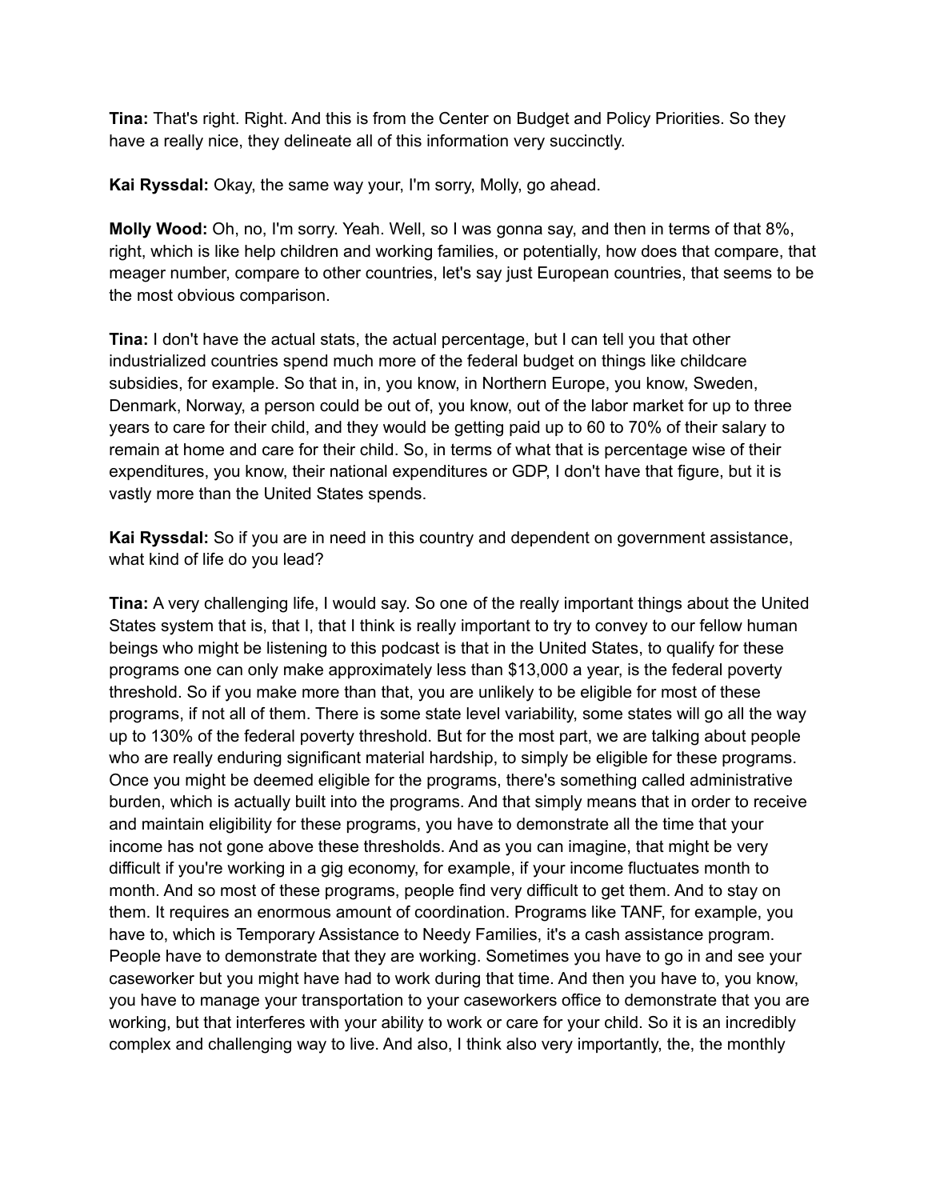**Tina:** That's right. Right. And this is from the Center on Budget and Policy Priorities. So they have a really nice, they delineate all of this information very succinctly.

**Kai Ryssdal:** Okay, the same way your, I'm sorry, Molly, go ahead.

**Molly Wood:** Oh, no, I'm sorry. Yeah. Well, so I was gonna say, and then in terms of that 8%, right, which is like help children and working families, or potentially, how does that compare, that meager number, compare to other countries, let's say just European countries, that seems to be the most obvious comparison.

**Tina:** I don't have the actual stats, the actual percentage, but I can tell you that other industrialized countries spend much more of the federal budget on things like childcare subsidies, for example. So that in, in, you know, in Northern Europe, you know, Sweden, Denmark, Norway, a person could be out of, you know, out of the labor market for up to three years to care for their child, and they would be getting paid up to 60 to 70% of their salary to remain at home and care for their child. So, in terms of what that is percentage wise of their expenditures, you know, their national expenditures or GDP, I don't have that figure, but it is vastly more than the United States spends.

**Kai Ryssdal:** So if you are in need in this country and dependent on government assistance, what kind of life do you lead?

**Tina:** A very challenging life, I would say. So one of the really important things about the United States system that is, that I, that I think is really important to try to convey to our fellow human beings who might be listening to this podcast is that in the United States, to qualify for these programs one can only make approximately less than $13,000 a year, is the federal poverty threshold. So if you make more than that, you are unlikely to be eligible for most of these programs, if not all of them. There is some state level variability, some states will go all the way up to 130% of the federal poverty threshold. But for the most part, we are talking about people who are really enduring significant material hardship, to simply be eligible for these programs. Once you might be deemed eligible for the programs, there's something called administrative burden, which is actually built into the programs. And that simply means that in order to receive and maintain eligibility for these programs, you have to demonstrate all the time that your income has not gone above these thresholds. And as you can imagine, that might be very difficult if you're working in a gig economy, for example, if your income fluctuates month to month. And so most of these programs, people find very difficult to get them. And to stay on them. It requires an enormous amount of coordination. Programs like TANF, for example, you have to, which is Temporary Assistance to Needy Families, it's a cash assistance program. People have to demonstrate that they are working. Sometimes you have to go in and see your caseworker but you might have had to work during that time. And then you have to, you know, you have to manage your transportation to your caseworkers office to demonstrate that you are working, but that interferes with your ability to work or care for your child. So it is an incredibly complex and challenging way to live. And also, I think also very importantly, the, the monthly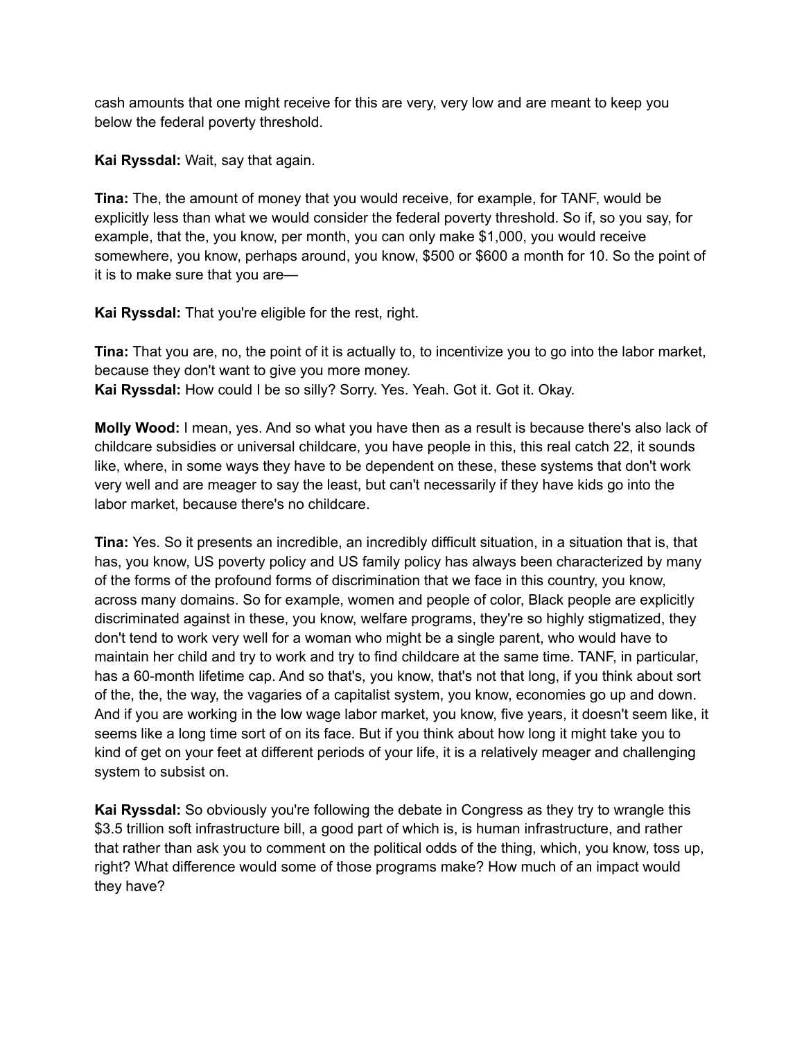cash amounts that one might receive for this are very, very low and are meant to keep you below the federal poverty threshold.

**Kai Ryssdal:** Wait, say that again.

**Tina:** The, the amount of money that you would receive, for example, for TANF, would be explicitly less than what we would consider the federal poverty threshold. So if, so you say, for example, that the, you know, per month, you can only make $1,000, you would receive somewhere, you know, perhaps around, you know, $500 or $600 a month for 10. So the point of it is to make sure that you are—

**Kai Ryssdal:** That you're eligible for the rest, right.

**Tina:** That you are, no, the point of it is actually to, to incentivize you to go into the labor market, because they don't want to give you more money.
**Kai Ryssdal:** How could I be so silly? Sorry. Yes. Yeah. Got it. Got it. Okay.

**Molly Wood:** I mean, yes. And so what you have then as a result is because there's also lack of childcare subsidies or universal childcare, you have people in this, this real catch 22, it sounds like, where, in some ways they have to be dependent on these, these systems that don't work very well and are meager to say the least, but can't necessarily if they have kids go into the labor market, because there's no childcare.

**Tina:** Yes. So it presents an incredible, an incredibly difficult situation, in a situation that is, that has, you know, US poverty policy and US family policy has always been characterized by many of the forms of the profound forms of discrimination that we face in this country, you know, across many domains. So for example, women and people of color, Black people are explicitly discriminated against in these, you know, welfare programs, they're so highly stigmatized, they don't tend to work very well for a woman who might be a single parent, who would have to maintain her child and try to work and try to find childcare at the same time. TANF, in particular, has a 60-month lifetime cap. And so that's, you know, that's not that long, if you think about sort of the, the, the way, the vagaries of a capitalist system, you know, economies go up and down. And if you are working in the low wage labor market, you know, five years, it doesn't seem like, it seems like a long time sort of on its face. But if you think about how long it might take you to kind of get on your feet at different periods of your life, it is a relatively meager and challenging system to subsist on.

**Kai Ryssdal:** So obviously you're following the debate in Congress as they try to wrangle this $3.5 trillion soft infrastructure bill, a good part of which is, is human infrastructure, and rather that rather than ask you to comment on the political odds of the thing, which, you know, toss up, right? What difference would some of those programs make? How much of an impact would they have?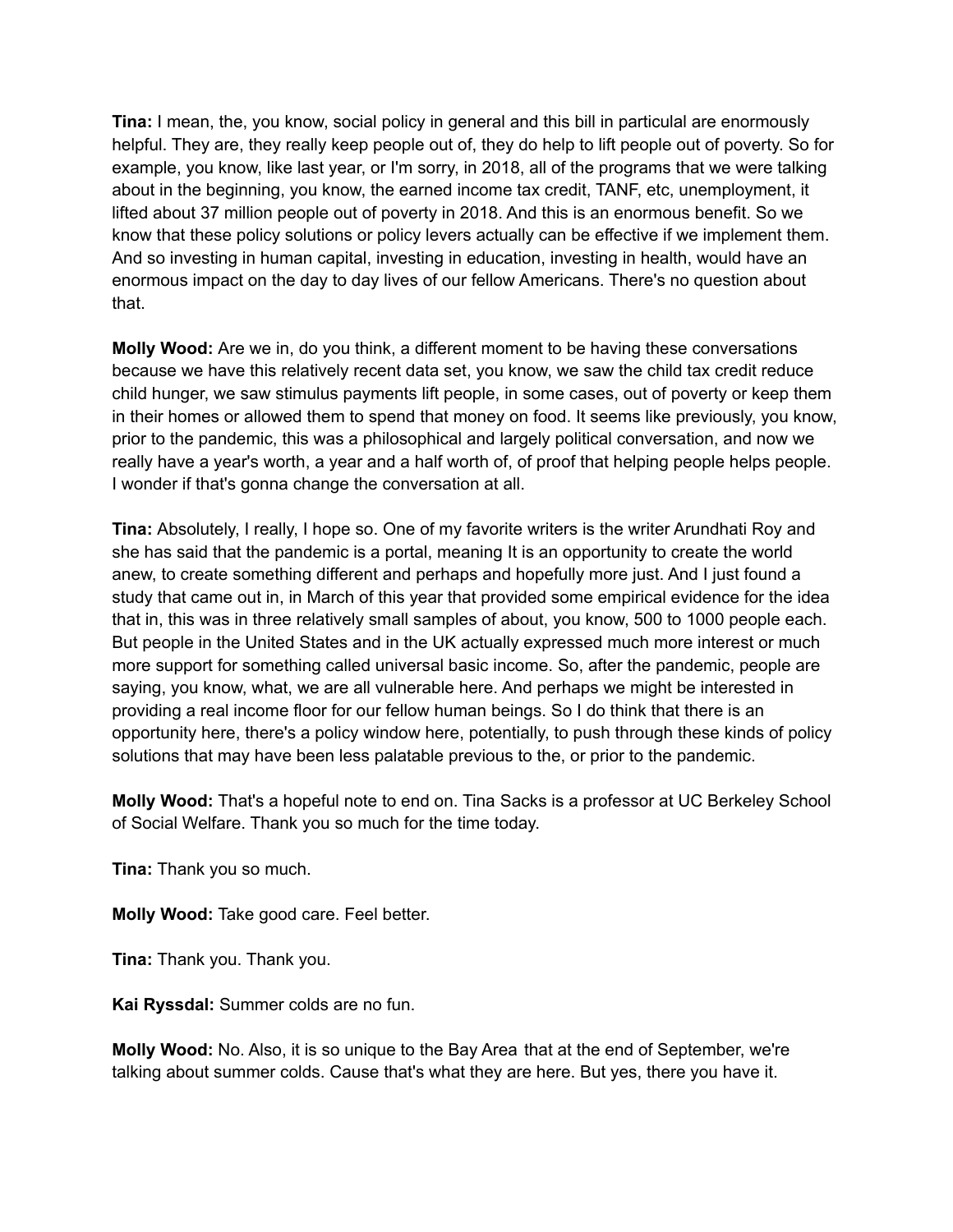**Tina:** I mean, the, you know, social policy in general and this bill in particulal are enormously helpful. They are, they really keep people out of, they do help to lift people out of poverty. So for example, you know, like last year, or I'm sorry, in 2018, all of the programs that we were talking about in the beginning, you know, the earned income tax credit, TANF, etc, unemployment, it lifted about 37 million people out of poverty in 2018. And this is an enormous benefit. So we know that these policy solutions or policy levers actually can be effective if we implement them. And so investing in human capital, investing in education, investing in health, would have an enormous impact on the day to day lives of our fellow Americans. There's no question about that.

**Molly Wood:** Are we in, do you think, a different moment to be having these conversations because we have this relatively recent data set, you know, we saw the child tax credit reduce child hunger, we saw stimulus payments lift people, in some cases, out of poverty or keep them in their homes or allowed them to spend that money on food. It seems like previously, you know, prior to the pandemic, this was a philosophical and largely political conversation, and now we really have a year's worth, a year and a half worth of, of proof that helping people helps people. I wonder if that's gonna change the conversation at all.

**Tina:** Absolutely, I really, I hope so. One of my favorite writers is the writer Arundhati Roy and she has said that the pandemic is a portal, meaning It is an opportunity to create the world anew, to create something different and perhaps and hopefully more just. And I just found a study that came out in, in March of this year that provided some empirical evidence for the idea that in, this was in three relatively small samples of about, you know, 500 to 1000 people each. But people in the United States and in the UK actually expressed much more interest or much more support for something called universal basic income. So, after the pandemic, people are saying, you know, what, we are all vulnerable here. And perhaps we might be interested in providing a real income floor for our fellow human beings. So I do think that there is an opportunity here, there's a policy window here, potentially, to push through these kinds of policy solutions that may have been less palatable previous to the, or prior to the pandemic.

**Molly Wood:** That's a hopeful note to end on. Tina Sacks is a professor at UC Berkeley School of Social Welfare. Thank you so much for the time today.

**Tina:** Thank you so much.

**Molly Wood:** Take good care. Feel better.

**Tina:** Thank you. Thank you.

**Kai Ryssdal:** Summer colds are no fun.

**Molly Wood:** No. Also, it is so unique to the Bay Area that at the end of September, we're talking about summer colds. Cause that's what they are here. But yes, there you have it.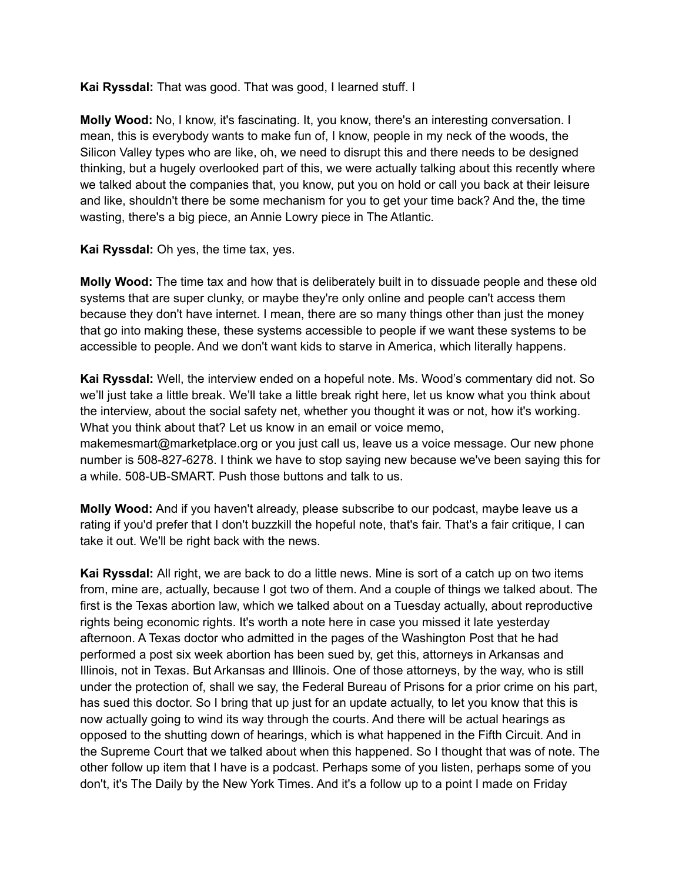**Kai Ryssdal:** That was good. That was good, I learned stuff. I

**Molly Wood:** No, I know, it's fascinating. It, you know, there's an interesting conversation. I mean, this is everybody wants to make fun of, I know, people in my neck of the woods, the Silicon Valley types who are like, oh, we need to disrupt this and there needs to be designed thinking, but a hugely overlooked part of this, we were actually talking about this recently where we talked about the companies that, you know, put you on hold or call you back at their leisure and like, shouldn't there be some mechanism for you to get your time back? And the, the time wasting, there's a big piece, an Annie Lowry piece in The Atlantic.

**Kai Ryssdal:** Oh yes, the time tax, yes.

**Molly Wood:** The time tax and how that is deliberately built in to dissuade people and these old systems that are super clunky, or maybe they're only online and people can't access them because they don't have internet. I mean, there are so many things other than just the money that go into making these, these systems accessible to people if we want these systems to be accessible to people. And we don't want kids to starve in America, which literally happens.

**Kai Ryssdal:** Well, the interview ended on a hopeful note. Ms. Wood's commentary did not. So we'll just take a little break. We'll take a little break right here, let us know what you think about the interview, about the social safety net, whether you thought it was or not, how it's working. What you think about that? Let us know in an email or voice memo, makemesmart@marketplace.org or you just call us, leave us a voice message. Our new phone number is 508-827-6278. I think we have to stop saying new because we've been saying this for a while. 508-UB-SMART. Push those buttons and talk to us.

**Molly Wood:** And if you haven't already, please subscribe to our podcast, maybe leave us a rating if you'd prefer that I don't buzzkill the hopeful note, that's fair. That's a fair critique, I can take it out. We'll be right back with the news.

**Kai Ryssdal:** All right, we are back to do a little news. Mine is sort of a catch up on two items from, mine are, actually, because I got two of them. And a couple of things we talked about. The first is the Texas abortion law, which we talked about on a Tuesday actually, about reproductive rights being economic rights. It's worth a note here in case you missed it late yesterday afternoon. A Texas doctor who admitted in the pages of the Washington Post that he had performed a post six week abortion has been sued by, get this, attorneys in Arkansas and Illinois, not in Texas. But Arkansas and Illinois. One of those attorneys, by the way, who is still under the protection of, shall we say, the Federal Bureau of Prisons for a prior crime on his part, has sued this doctor. So I bring that up just for an update actually, to let you know that this is now actually going to wind its way through the courts. And there will be actual hearings as opposed to the shutting down of hearings, which is what happened in the Fifth Circuit. And in the Supreme Court that we talked about when this happened. So I thought that was of note. The other follow up item that I have is a podcast. Perhaps some of you listen, perhaps some of you don't, it's The Daily by the New York Times. And it's a follow up to a point I made on Friday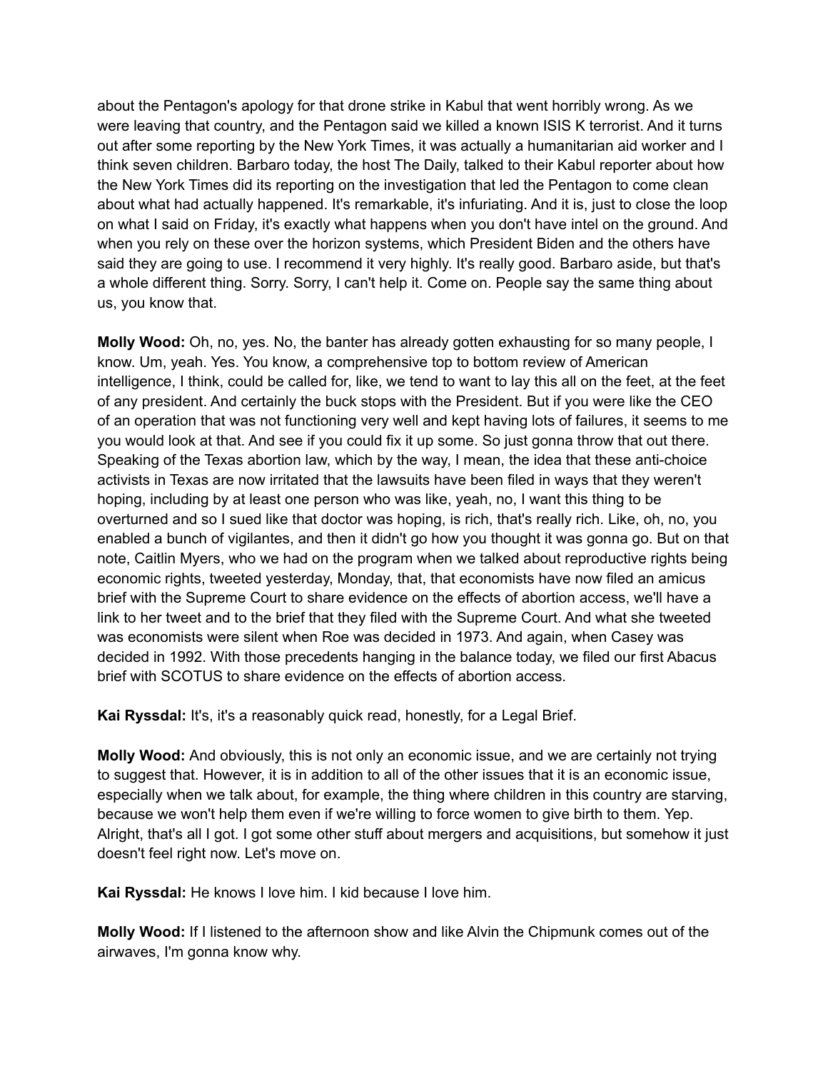about the Pentagon's apology for that drone strike in Kabul that went horribly wrong. As we were leaving that country, and the Pentagon said we killed a known ISIS K terrorist. And it turns out after some reporting by the New York Times, it was actually a humanitarian aid worker and I think seven children. Barbaro today, the host The Daily, talked to their Kabul reporter about how the New York Times did its reporting on the investigation that led the Pentagon to come clean about what had actually happened. It's remarkable, it's infuriating. And it is, just to close the loop on what I said on Friday, it's exactly what happens when you don't have intel on the ground. And when you rely on these over the horizon systems, which President Biden and the others have said they are going to use. I recommend it very highly. It's really good. Barbaro aside, but that's a whole different thing. Sorry. Sorry, I can't help it. Come on. People say the same thing about us, you know that.

**Molly Wood:** Oh, no, yes. No, the banter has already gotten exhausting for so many people, I know. Um, yeah. Yes. You know, a comprehensive top to bottom review of American intelligence, I think, could be called for, like, we tend to want to lay this all on the feet, at the feet of any president. And certainly the buck stops with the President. But if you were like the CEO of an operation that was not functioning very well and kept having lots of failures, it seems to me you would look at that. And see if you could fix it up some. So just gonna throw that out there. Speaking of the Texas abortion law, which by the way, I mean, the idea that these anti-choice activists in Texas are now irritated that the lawsuits have been filed in ways that they weren't hoping, including by at least one person who was like, yeah, no, I want this thing to be overturned and so I sued like that doctor was hoping, is rich, that's really rich. Like, oh, no, you enabled a bunch of vigilantes, and then it didn't go how you thought it was gonna go. But on that note, Caitlin Myers, who we had on the program when we talked about reproductive rights being economic rights, tweeted yesterday, Monday, that, that economists have now filed an amicus brief with the Supreme Court to share evidence on the effects of abortion access, we'll have a link to her tweet and to the brief that they filed with the Supreme Court. And what she tweeted was economists were silent when Roe was decided in 1973. And again, when Casey was decided in 1992. With those precedents hanging in the balance today, we filed our first Abacus brief with SCOTUS to share evidence on the effects of abortion access.

**Kai Ryssdal:** It's, it's a reasonably quick read, honestly, for a Legal Brief.

**Molly Wood:** And obviously, this is not only an economic issue, and we are certainly not trying to suggest that. However, it is in addition to all of the other issues that it is an economic issue, especially when we talk about, for example, the thing where children in this country are starving, because we won't help them even if we're willing to force women to give birth to them. Yep. Alright, that's all I got. I got some other stuff about mergers and acquisitions, but somehow it just doesn't feel right now. Let's move on.

**Kai Ryssdal:** He knows I love him. I kid because I love him.

**Molly Wood:** If I listened to the afternoon show and like Alvin the Chipmunk comes out of the airwaves, I'm gonna know why.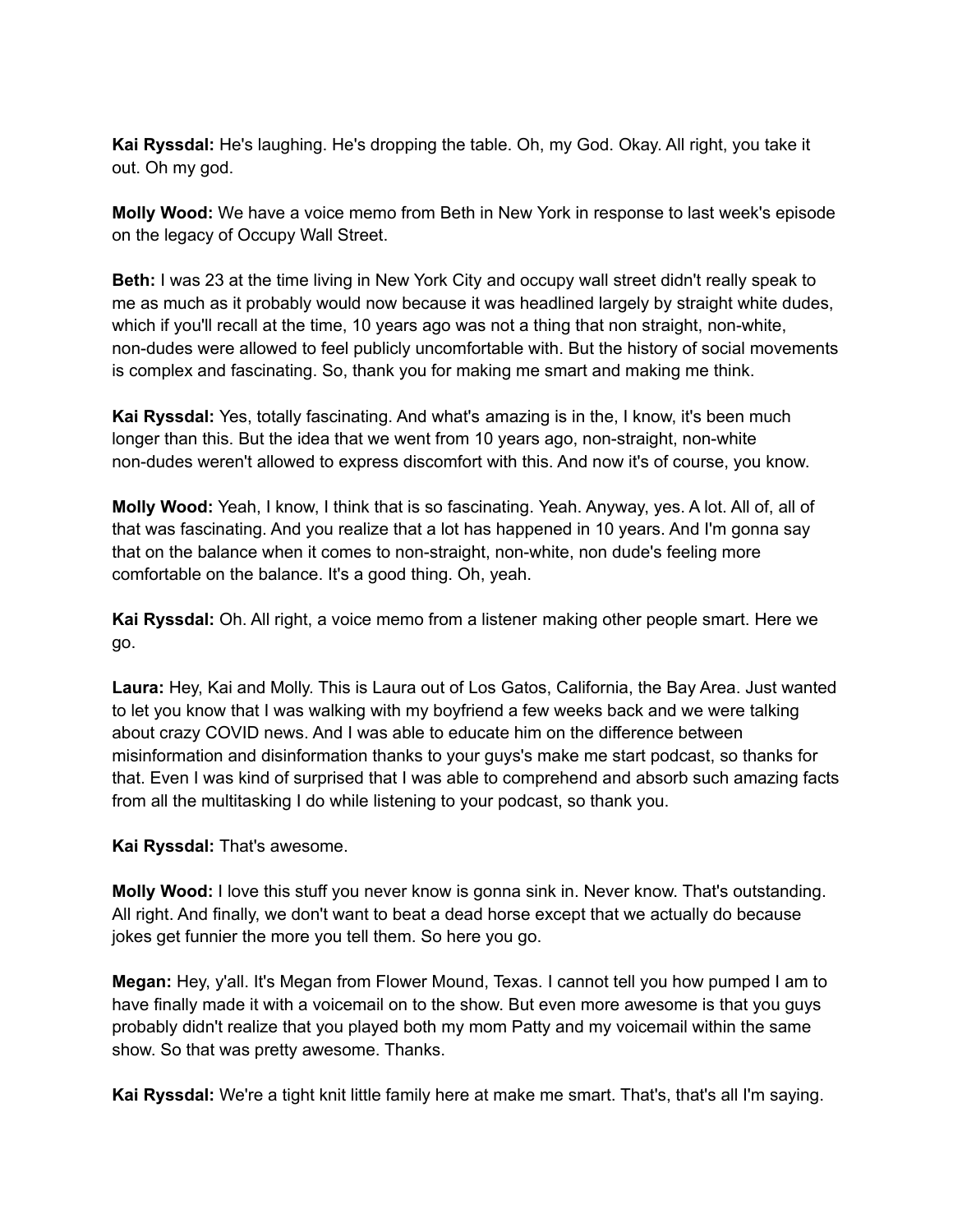**Kai Ryssdal:** He's laughing. He's dropping the table. Oh, my God. Okay. All right, you take it out. Oh my god.

**Molly Wood:** We have a voice memo from Beth in New York in response to last week's episode on the legacy of Occupy Wall Street.

**Beth:** I was 23 at the time living in New York City and occupy wall street didn't really speak to me as much as it probably would now because it was headlined largely by straight white dudes, which if you'll recall at the time, 10 years ago was not a thing that non straight, non-white, non-dudes were allowed to feel publicly uncomfortable with. But the history of social movements is complex and fascinating. So, thank you for making me smart and making me think.

**Kai Ryssdal:** Yes, totally fascinating. And what's amazing is in the, I know, it's been much longer than this. But the idea that we went from 10 years ago, non-straight, non-white non-dudes weren't allowed to express discomfort with this. And now it's of course, you know.

**Molly Wood:** Yeah, I know, I think that is so fascinating. Yeah. Anyway, yes. A lot. All of, all of that was fascinating. And you realize that a lot has happened in 10 years. And I'm gonna say that on the balance when it comes to non-straight, non-white, non dude's feeling more comfortable on the balance. It's a good thing. Oh, yeah.

**Kai Ryssdal:** Oh. All right, a voice memo from a listener making other people smart. Here we go.

**Laura:** Hey, Kai and Molly. This is Laura out of Los Gatos, California, the Bay Area. Just wanted to let you know that I was walking with my boyfriend a few weeks back and we were talking about crazy COVID news. And I was able to educate him on the difference between misinformation and disinformation thanks to your guys's make me start podcast, so thanks for that. Even I was kind of surprised that I was able to comprehend and absorb such amazing facts from all the multitasking I do while listening to your podcast, so thank you.

**Kai Ryssdal:** That's awesome.

**Molly Wood:** I love this stuff you never know is gonna sink in. Never know. That's outstanding. All right. And finally, we don't want to beat a dead horse except that we actually do because jokes get funnier the more you tell them. So here you go.

**Megan:** Hey, y'all. It's Megan from Flower Mound, Texas. I cannot tell you how pumped I am to have finally made it with a voicemail on to the show. But even more awesome is that you guys probably didn't realize that you played both my mom Patty and my voicemail within the same show. So that was pretty awesome. Thanks.

**Kai Ryssdal:** We're a tight knit little family here at make me smart. That's, that's all I'm saying.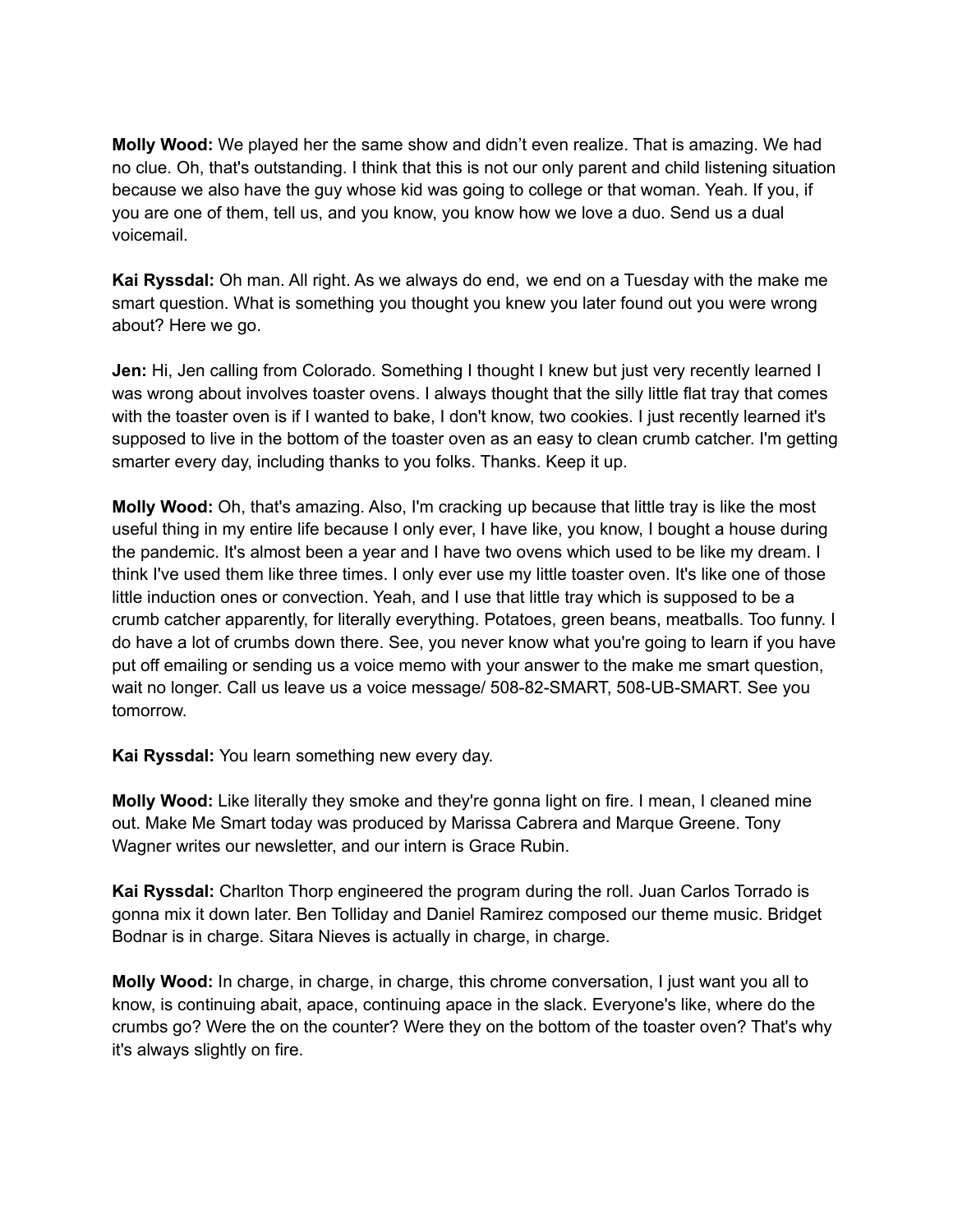**Molly Wood:** We played her the same show and didn't even realize. That is amazing. We had no clue. Oh, that's outstanding. I think that this is not our only parent and child listening situation because we also have the guy whose kid was going to college or that woman. Yeah. If you, if you are one of them, tell us, and you know, you know how we love a duo. Send us a dual voicemail.

**Kai Ryssdal:** Oh man. All right. As we always do end, we end on a Tuesday with the make me smart question. What is something you thought you knew you later found out you were wrong about? Here we go.

**Jen:** Hi, Jen calling from Colorado. Something I thought I knew but just very recently learned I was wrong about involves toaster ovens. I always thought that the silly little flat tray that comes with the toaster oven is if I wanted to bake, I don't know, two cookies. I just recently learned it's supposed to live in the bottom of the toaster oven as an easy to clean crumb catcher. I'm getting smarter every day, including thanks to you folks. Thanks. Keep it up.

**Molly Wood:** Oh, that's amazing. Also, I'm cracking up because that little tray is like the most useful thing in my entire life because I only ever, I have like, you know, I bought a house during the pandemic. It's almost been a year and I have two ovens which used to be like my dream. I think I've used them like three times. I only ever use my little toaster oven. It's like one of those little induction ones or convection. Yeah, and I use that little tray which is supposed to be a crumb catcher apparently, for literally everything. Potatoes, green beans, meatballs. Too funny. I do have a lot of crumbs down there. See, you never know what you're going to learn if you have put off emailing or sending us a voice memo with your answer to the make me smart question, wait no longer. Call us leave us a voice message/ 508-82-SMART, 508-UB-SMART. See you tomorrow.

**Kai Ryssdal:** You learn something new every day.

**Molly Wood:** Like literally they smoke and they're gonna light on fire. I mean, I cleaned mine out. Make Me Smart today was produced by Marissa Cabrera and Marque Greene. Tony Wagner writes our newsletter, and our intern is Grace Rubin.

**Kai Ryssdal:** Charlton Thorp engineered the program during the roll. Juan Carlos Torrado is gonna mix it down later. Ben Tolliday and Daniel Ramirez composed our theme music. Bridget Bodnar is in charge. Sitara Nieves is actually in charge, in charge.

**Molly Wood:** In charge, in charge, in charge, this chrome conversation, I just want you all to know, is continuing abait, apace, continuing apace in the slack. Everyone's like, where do the crumbs go? Were the on the counter? Were they on the bottom of the toaster oven? That's why it's always slightly on fire.